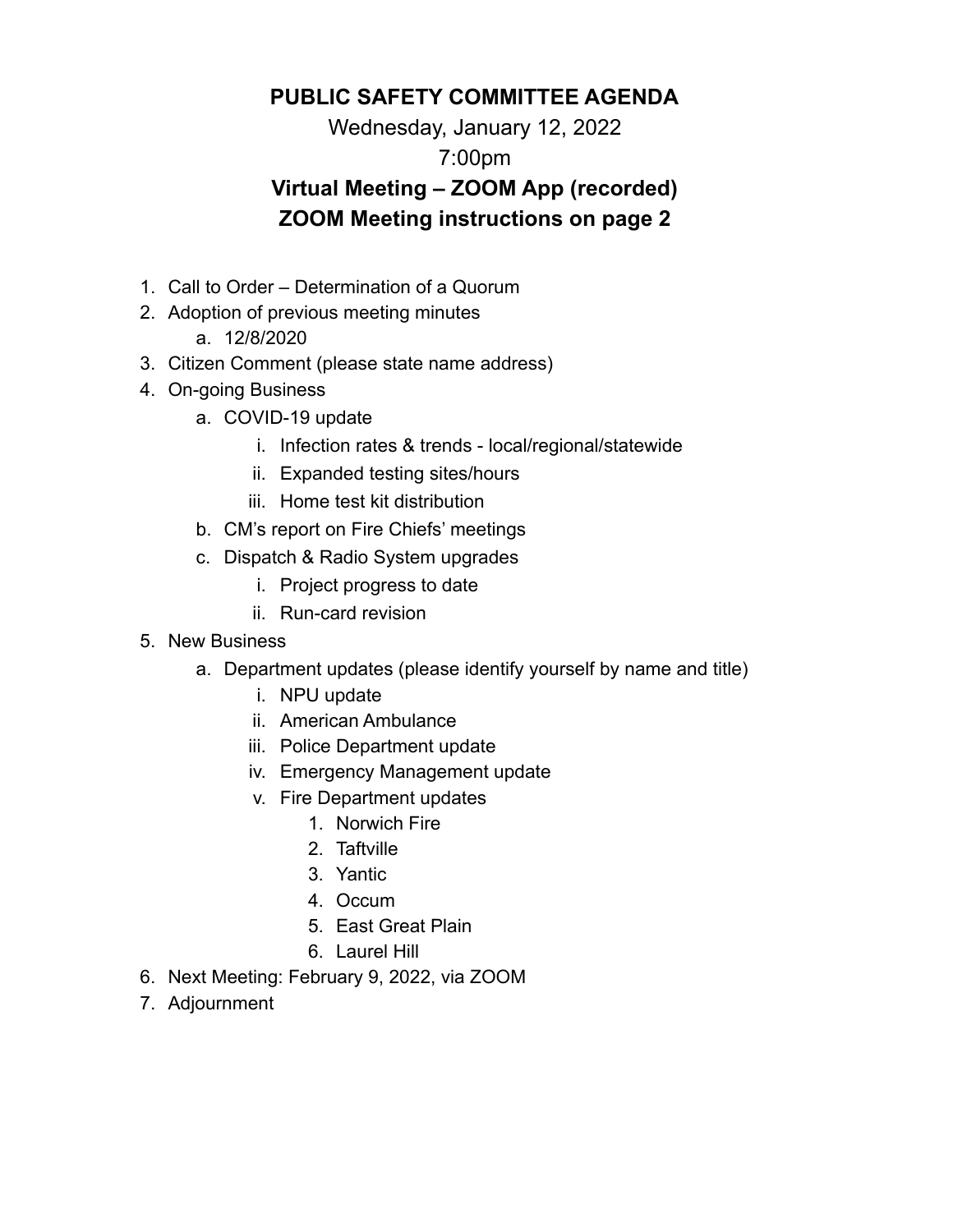# PUBLIC SAFETY COMMITTEE AGENDA

Wednesday, January 12, 2022

7:00pm

**Virtual Meeting – ZOOM App (recorded)**

**ZOOM Meeting instructions on page 2**

1. Call to Order – Determination of a Quorum
2. Adoption of previous meeting minutes
   a. 12/8/2020
3. Citizen Comment (please state name address)
4. On-going Business
   a. COVID-19 update
      i. Infection rates & trends - local/regional/statewide
      ii. Expanded testing sites/hours
      iii. Home test kit distribution
   b. CM's report on Fire Chiefs' meetings
   c. Dispatch & Radio System upgrades
      i. Project progress to date
      ii. Run-card revision
5. New Business
   a. Department updates (please identify yourself by name and title)
      i. NPU update
      ii. American Ambulance
      iii. Police Department update
      iv. Emergency Management update
      v. Fire Department updates
         1. Norwich Fire
         2. Taftville
         3. Yantic
         4. Occum
         5. East Great Plain
         6. Laurel Hill
6. Next Meeting: February 9, 2022, via ZOOM
7. Adjournment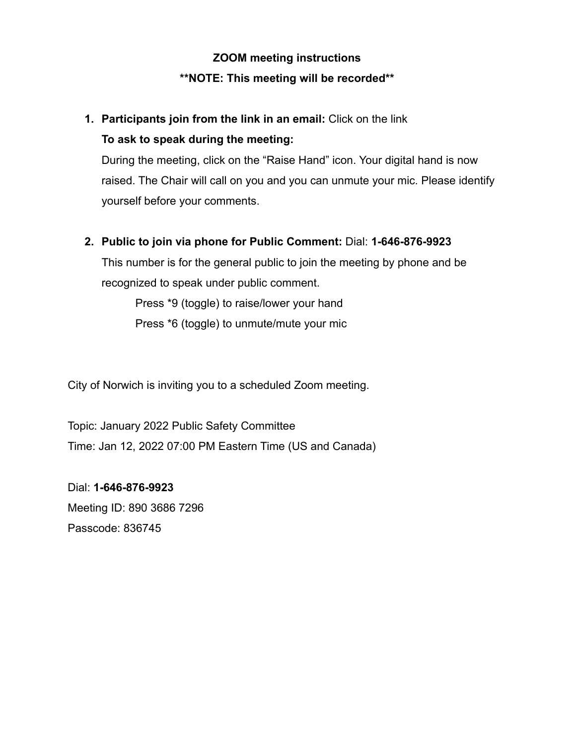**ZOOM meeting instructions**

****NOTE: This meeting will be recorded****

1. **Participants join from the link in an email:** Click on the link
   **To ask to speak during the meeting:**
   During the meeting, click on the "Raise Hand" icon. Your digital hand is now raised. The Chair will call on you and you can unmute your mic. Please identify yourself before your comments.

2. **Public to join via phone for Public Comment:** Dial: **1-646-876-9923**
   This number is for the general public to join the meeting by phone and be recognized to speak under public comment.
   - Press *9 (toggle) to raise/lower your hand
   - Press *6 (toggle) to unmute/mute your mic

City of Norwich is inviting you to a scheduled Zoom meeting.

Topic: January 2022 Public Safety Committee
Time: Jan 12, 2022 07:00 PM Eastern Time (US and Canada)

Dial: **1-646-876-9923**
Meeting ID: 890 3686 7296
Passcode: 836745